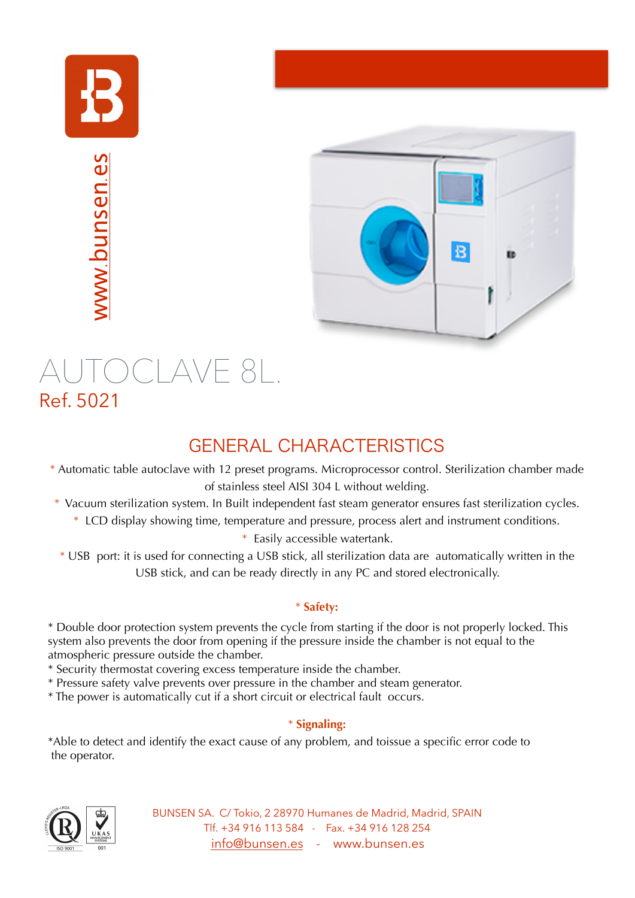www.bunsen.es

# AUTOCLAVE 8L.

## Ref. 5021

## GENERAL CHARACTERISTICS

* Automatic table autoclave with 12 preset programs. Microprocessor control. Sterilization chamber made of stainless steel AISI 304 L without welding.
* Vacuum sterilization system. In Built independent fast steam generator ensures fast sterilization cycles.
* LCD display showing time, temperature and pressure, process alert and instrument conditions.
* Easily accessible watertank.
* USB port: it is used for connecting a USB stick, all sterilization data are automatically written in the USB stick, and can be ready directly in any PC and stored electronically.

**\* Safety:**

* Double door protection system prevents the cycle from starting if the door is not properly locked. This system also prevents the door from opening if the pressure inside the chamber is not equal to the atmospheric pressure outside the chamber.
* Security thermostat covering excess temperature inside the chamber.
* Pressure safety valve prevents over pressure in the chamber and steam generator.
* The power is automatically cut if a short circuit or electrical fault occurs.

**\* Signaling:**

*Able to detect and identify the exact cause of any problem, and toissue a specific error code to the operator.

ISO 9001 — UKAS MANAGEMENT SYSTEMS 001

BUNSEN SA. C/ Tokio, 2 28970 Humanes de Madrid, Madrid, SPAIN
Tlf. +34 916 113 584 - Fax. +34 916 128 254
info@bunsen.es - www.bunsen.es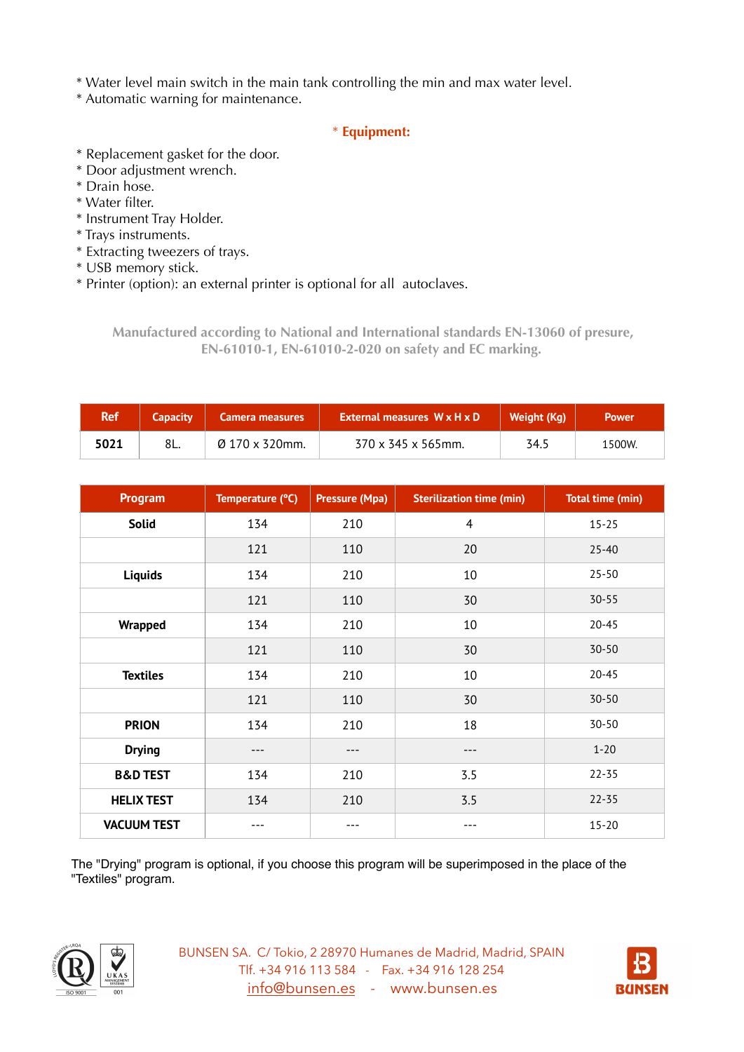* Water level main switch in the main tank controlling the min and max water level.
* Automatic warning for maintenance.

## * Equipment:

* Replacement gasket for the door.
* Door adjustment wrench.
* Drain hose.
* Water filter.
* Instrument Tray Holder.
* Trays instruments.
* Extracting tweezers of trays.
* USB memory stick.
* Printer (option): an external printer is optional for all  autoclaves.

**Manufactured according to National and International standards EN-13060 of presure, EN-61010-1, EN-61010-2-020 on safety and EC marking.**

| Ref | Capacity | Camera measures | External measures W x H x D | Weight (Kg) | Power |
|---|---|---|---|---|---|
| **5021** | 8L. | Ø 170 x 320mm. | 370 x 345 x 565mm. | 34.5 | 1500W. |

| Program | Temperature (°C) | Pressure (Mpa) | Sterilization time (min) | Total time (min) |
|---|---|---|---|---|
| **Solid** | 134 | 210 | 4 | 15-25 |
| | 121 | 110 | 20 | 25-40 |
| **Liquids** | 134 | 210 | 10 | 25-50 |
| | 121 | 110 | 30 | 30-55 |
| **Wrapped** | 134 | 210 | 10 | 20-45 |
| | 121 | 110 | 30 | 30-50 |
| **Textiles** | 134 | 210 | 10 | 20-45 |
| | 121 | 110 | 30 | 30-50 |
| **PRION** | 134 | 210 | 18 | 30-50 |
| **Drying** | --- | --- | --- | 1-20 |
| **B&D TEST** | 134 | 210 | 3.5 | 22-35 |
| **HELIX TEST** | 134 | 210 | 3.5 | 22-35 |
| **VACUUM TEST** | --- | --- | --- | 15-20 |

The "Drying" program is optional, if you choose this program will be superimposed in the place of the "Textiles" program.

BUNSEN SA.  C/ Tokio, 2 28970 Humanes de Madrid, Madrid, SPAIN
Tlf. +34 916 113 584  -  Fax. +34 916 128 254
info@bunsen.es  -  www.bunsen.es